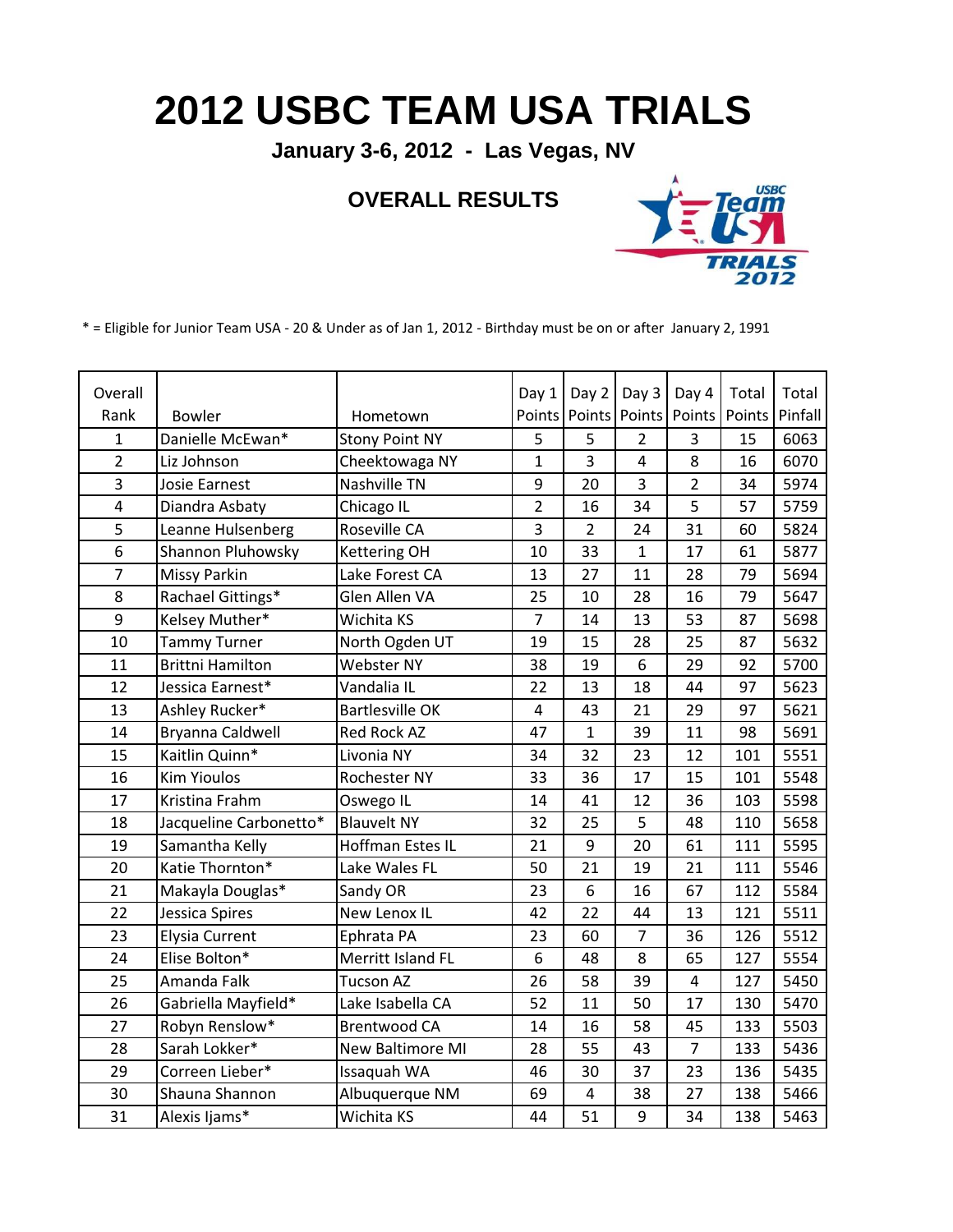# 2012 USBC TEAM USA TRIALS

**January 3-6, 2012 - Las Vegas, NV**

## OVERALL RESULTS

* = Eligible for Junior Team USA - 20 & Under as of Jan 1, 2012 - Birthday must be on or after January 2, 1991

| Overall Rank | Bowler | Hometown | Day 1 Points | Day 2 Points | Day 3 Points | Day 4 Points | Total Points | Total Pinfall |
|---|---|---|---|---|---|---|---|---|
| 1 | Danielle McEwan* | Stony Point NY | 5 | 5 | 2 | 3 | 15 | 6063 |
| 2 | Liz Johnson | Cheektowaga NY | 1 | 3 | 4 | 8 | 16 | 6070 |
| 3 | Josie Earnest | Nashville TN | 9 | 20 | 3 | 2 | 34 | 5974 |
| 4 | Diandra Asbaty | Chicago IL | 2 | 16 | 34 | 5 | 57 | 5759 |
| 5 | Leanne Hulsenberg | Roseville CA | 3 | 2 | 24 | 31 | 60 | 5824 |
| 6 | Shannon Pluhowsky | Kettering OH | 10 | 33 | 1 | 17 | 61 | 5877 |
| 7 | Missy Parkin | Lake Forest CA | 13 | 27 | 11 | 28 | 79 | 5694 |
| 8 | Rachael Gittings* | Glen Allen VA | 25 | 10 | 28 | 16 | 79 | 5647 |
| 9 | Kelsey Muther* | Wichita KS | 7 | 14 | 13 | 53 | 87 | 5698 |
| 10 | Tammy Turner | North Ogden UT | 19 | 15 | 28 | 25 | 87 | 5632 |
| 11 | Brittni Hamilton | Webster NY | 38 | 19 | 6 | 29 | 92 | 5700 |
| 12 | Jessica Earnest* | Vandalia IL | 22 | 13 | 18 | 44 | 97 | 5623 |
| 13 | Ashley Rucker* | Bartlesville OK | 4 | 43 | 21 | 29 | 97 | 5621 |
| 14 | Bryanna Caldwell | Red Rock AZ | 47 | 1 | 39 | 11 | 98 | 5691 |
| 15 | Kaitlin Quinn* | Livonia NY | 34 | 32 | 23 | 12 | 101 | 5551 |
| 16 | Kim Yioulos | Rochester NY | 33 | 36 | 17 | 15 | 101 | 5548 |
| 17 | Kristina Frahm | Oswego IL | 14 | 41 | 12 | 36 | 103 | 5598 |
| 18 | Jacqueline Carbonetto* | Blauvelt NY | 32 | 25 | 5 | 48 | 110 | 5658 |
| 19 | Samantha Kelly | Hoffman Estes IL | 21 | 9 | 20 | 61 | 111 | 5595 |
| 20 | Katie Thornton* | Lake Wales FL | 50 | 21 | 19 | 21 | 111 | 5546 |
| 21 | Makayla Douglas* | Sandy OR | 23 | 6 | 16 | 67 | 112 | 5584 |
| 22 | Jessica Spires | New Lenox IL | 42 | 22 | 44 | 13 | 121 | 5511 |
| 23 | Elysia Current | Ephrata PA | 23 | 60 | 7 | 36 | 126 | 5512 |
| 24 | Elise Bolton* | Merritt Island FL | 6 | 48 | 8 | 65 | 127 | 5554 |
| 25 | Amanda Falk | Tucson AZ | 26 | 58 | 39 | 4 | 127 | 5450 |
| 26 | Gabriella Mayfield* | Lake Isabella CA | 52 | 11 | 50 | 17 | 130 | 5470 |
| 27 | Robyn Renslow* | Brentwood CA | 14 | 16 | 58 | 45 | 133 | 5503 |
| 28 | Sarah Lokker* | New Baltimore MI | 28 | 55 | 43 | 7 | 133 | 5436 |
| 29 | Correen Lieber* | Issaquah WA | 46 | 30 | 37 | 23 | 136 | 5435 |
| 30 | Shauna Shannon | Albuquerque NM | 69 | 4 | 38 | 27 | 138 | 5466 |
| 31 | Alexis Ijams* | Wichita KS | 44 | 51 | 9 | 34 | 138 | 5463 |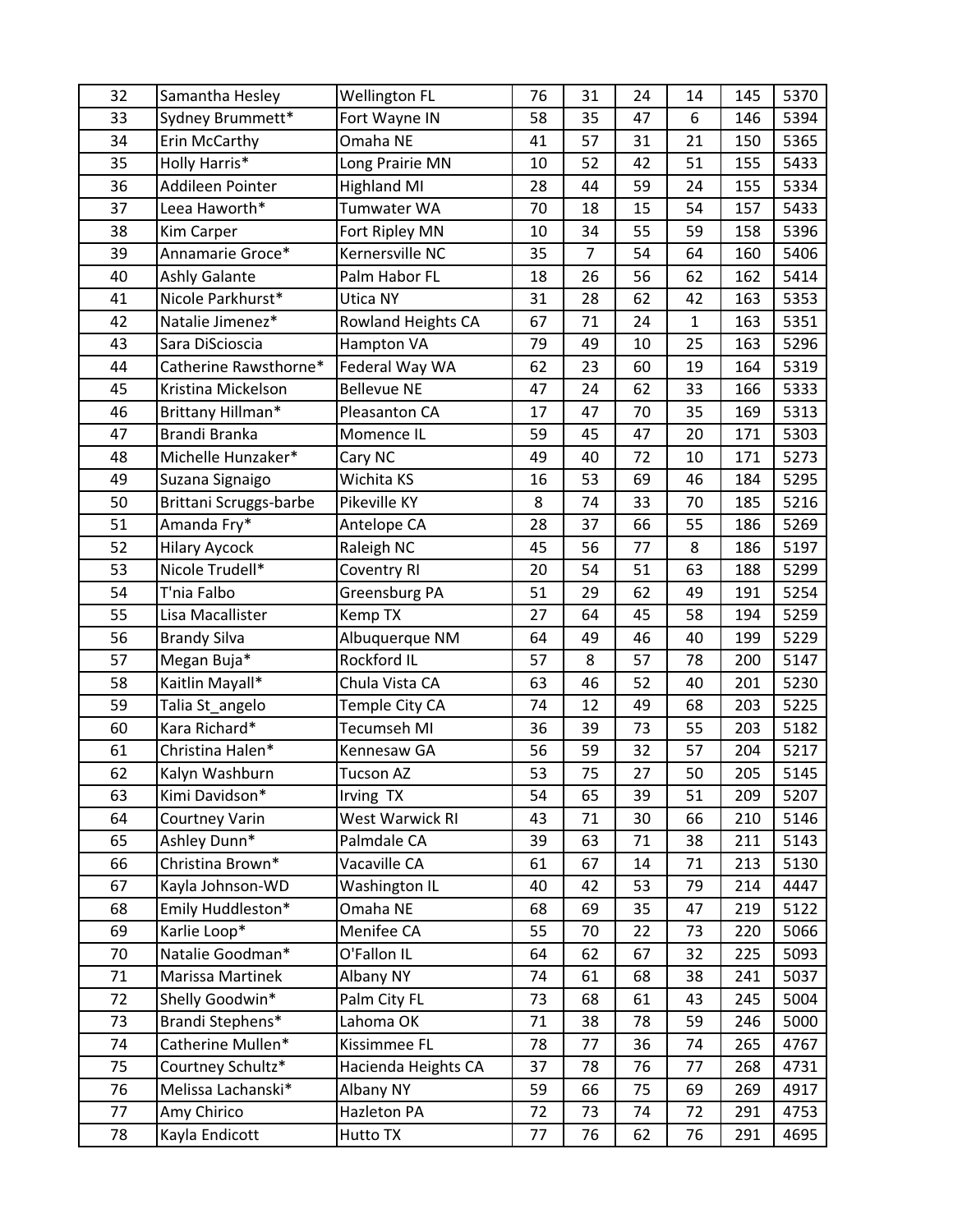| 32 | Samantha Hesley | Wellington FL | 76 | 31 | 24 | 14 | 145 | 5370 |
|---|---|---|---|---|---|---|---|---|
| 33 | Sydney Brummett* | Fort Wayne IN | 58 | 35 | 47 | 6 | 146 | 5394 |
| 34 | Erin McCarthy | Omaha NE | 41 | 57 | 31 | 21 | 150 | 5365 |
| 35 | Holly Harris* | Long Prairie MN | 10 | 52 | 42 | 51 | 155 | 5433 |
| 36 | Addileen Pointer | Highland MI | 28 | 44 | 59 | 24 | 155 | 5334 |
| 37 | Leea Haworth* | Tumwater WA | 70 | 18 | 15 | 54 | 157 | 5433 |
| 38 | Kim Carper | Fort Ripley MN | 10 | 34 | 55 | 59 | 158 | 5396 |
| 39 | Annamarie Groce* | Kernersville NC | 35 | 7 | 54 | 64 | 160 | 5406 |
| 40 | Ashly Galante | Palm Habor FL | 18 | 26 | 56 | 62 | 162 | 5414 |
| 41 | Nicole Parkhurst* | Utica NY | 31 | 28 | 62 | 42 | 163 | 5353 |
| 42 | Natalie Jimenez* | Rowland Heights CA | 67 | 71 | 24 | 1 | 163 | 5351 |
| 43 | Sara DiScioscia | Hampton VA | 79 | 49 | 10 | 25 | 163 | 5296 |
| 44 | Catherine Rawsthorne* | Federal Way WA | 62 | 23 | 60 | 19 | 164 | 5319 |
| 45 | Kristina Mickelson | Bellevue NE | 47 | 24 | 62 | 33 | 166 | 5333 |
| 46 | Brittany Hillman* | Pleasanton CA | 17 | 47 | 70 | 35 | 169 | 5313 |
| 47 | Brandi Branka | Momence IL | 59 | 45 | 47 | 20 | 171 | 5303 |
| 48 | Michelle Hunzaker* | Cary NC | 49 | 40 | 72 | 10 | 171 | 5273 |
| 49 | Suzana Signaigo | Wichita KS | 16 | 53 | 69 | 46 | 184 | 5295 |
| 50 | Brittani Scruggs-barbe | Pikeville KY | 8 | 74 | 33 | 70 | 185 | 5216 |
| 51 | Amanda Fry* | Antelope CA | 28 | 37 | 66 | 55 | 186 | 5269 |
| 52 | Hilary Aycock | Raleigh NC | 45 | 56 | 77 | 8 | 186 | 5197 |
| 53 | Nicole Trudell* | Coventry RI | 20 | 54 | 51 | 63 | 188 | 5299 |
| 54 | T'nia Falbo | Greensburg PA | 51 | 29 | 62 | 49 | 191 | 5254 |
| 55 | Lisa Macallister | Kemp TX | 27 | 64 | 45 | 58 | 194 | 5259 |
| 56 | Brandy Silva | Albuquerque NM | 64 | 49 | 46 | 40 | 199 | 5229 |
| 57 | Megan Buja* | Rockford IL | 57 | 8 | 57 | 78 | 200 | 5147 |
| 58 | Kaitlin Mayall* | Chula Vista CA | 63 | 46 | 52 | 40 | 201 | 5230 |
| 59 | Talia St_angelo | Temple City CA | 74 | 12 | 49 | 68 | 203 | 5225 |
| 60 | Kara Richard* | Tecumseh MI | 36 | 39 | 73 | 55 | 203 | 5182 |
| 61 | Christina Halen* | Kennesaw GA | 56 | 59 | 32 | 57 | 204 | 5217 |
| 62 | Kalyn Washburn | Tucson AZ | 53 | 75 | 27 | 50 | 205 | 5145 |
| 63 | Kimi Davidson* | Irving TX | 54 | 65 | 39 | 51 | 209 | 5207 |
| 64 | Courtney Varin | West Warwick RI | 43 | 71 | 30 | 66 | 210 | 5146 |
| 65 | Ashley Dunn* | Palmdale CA | 39 | 63 | 71 | 38 | 211 | 5143 |
| 66 | Christina Brown* | Vacaville CA | 61 | 67 | 14 | 71 | 213 | 5130 |
| 67 | Kayla Johnson-WD | Washington IL | 40 | 42 | 53 | 79 | 214 | 4447 |
| 68 | Emily Huddleston* | Omaha NE | 68 | 69 | 35 | 47 | 219 | 5122 |
| 69 | Karlie Loop* | Menifee CA | 55 | 70 | 22 | 73 | 220 | 5066 |
| 70 | Natalie Goodman* | O'Fallon IL | 64 | 62 | 67 | 32 | 225 | 5093 |
| 71 | Marissa Martinek | Albany NY | 74 | 61 | 68 | 38 | 241 | 5037 |
| 72 | Shelly Goodwin* | Palm City FL | 73 | 68 | 61 | 43 | 245 | 5004 |
| 73 | Brandi Stephens* | Lahoma OK | 71 | 38 | 78 | 59 | 246 | 5000 |
| 74 | Catherine Mullen* | Kissimmee FL | 78 | 77 | 36 | 74 | 265 | 4767 |
| 75 | Courtney Schultz* | Hacienda Heights CA | 37 | 78 | 76 | 77 | 268 | 4731 |
| 76 | Melissa Lachanski* | Albany NY | 59 | 66 | 75 | 69 | 269 | 4917 |
| 77 | Amy Chirico | Hazleton PA | 72 | 73 | 74 | 72 | 291 | 4753 |
| 78 | Kayla Endicott | Hutto TX | 77 | 76 | 62 | 76 | 291 | 4695 |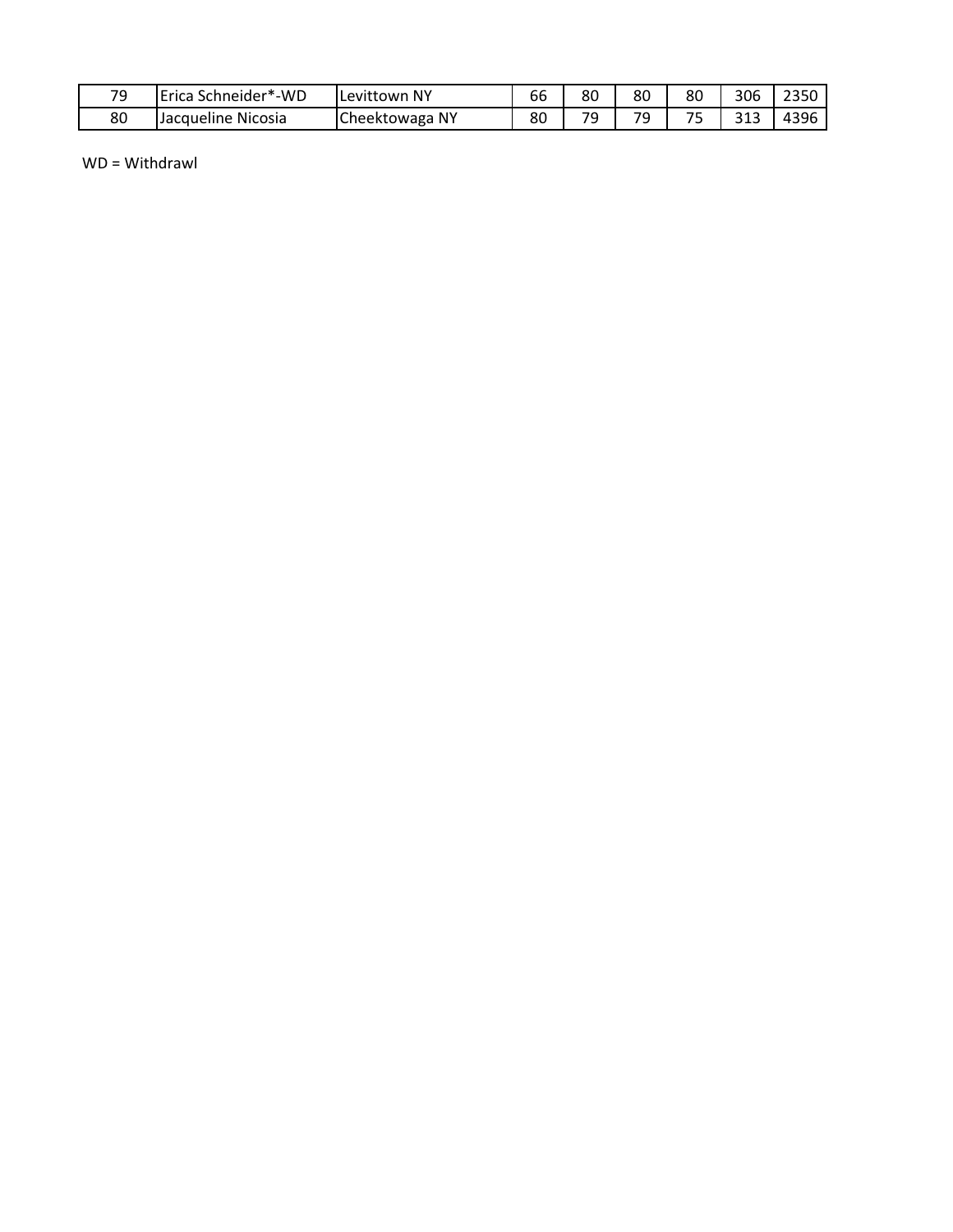| | | | | | | | | |
|---|---|---|---|---|---|---|---|---|
| 79 | Erica Schneider*-WD | Levittown NY | 66 | 80 | 80 | 80 | 306 | 2350 |
| 80 | Jacqueline Nicosia | Cheektowaga NY | 80 | 79 | 79 | 75 | 313 | 4396 |

WD = Withdrawl